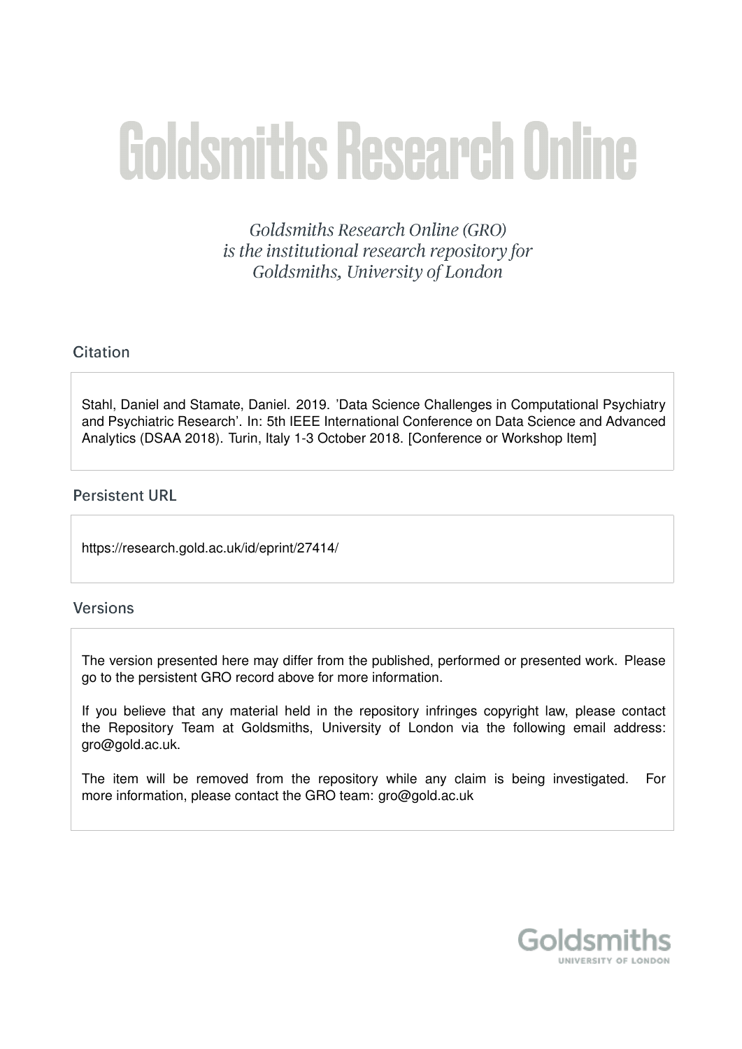# Goldsmiths Research Online

*Goldsmiths Research Online (GRO) is the institutional research repository for Goldsmiths, University of London*

## Citation

Stahl, Daniel and Stamate, Daniel. 2019. 'Data Science Challenges in Computational Psychiatry and Psychiatric Research'. In: 5th IEEE International Conference on Data Science and Advanced Analytics (DSAA 2018). Turin, Italy 1-3 October 2018. [Conference or Workshop Item]

## Persistent URL

https://research.gold.ac.uk/id/eprint/27414/

## Versions

The version presented here may differ from the published, performed or presented work. Please go to the persistent GRO record above for more information.

If you believe that any material held in the repository infringes copyright law, please contact the Repository Team at Goldsmiths, University of London via the following email address: gro@gold.ac.uk.

The item will be removed from the repository while any claim is being investigated. For more information, please contact the GRO team: gro@gold.ac.uk

Goldsmiths
UNIVERSITY OF LONDON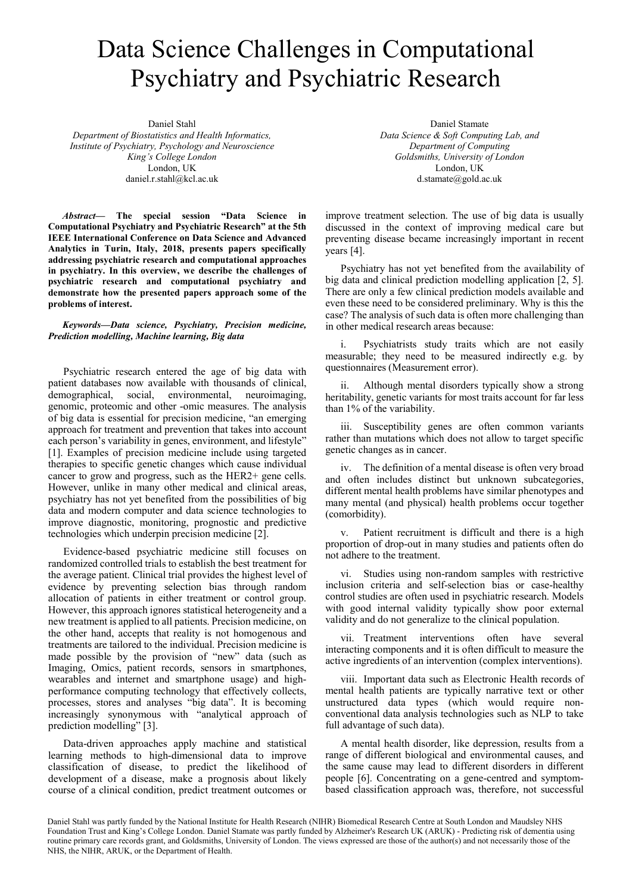# Data Science Challenges in Computational Psychiatry and Psychiatric Research

Daniel Stahl
*Department of Biostatistics and Health Informatics,*
*Institute of Psychiatry, Psychology and Neuroscience*
*King's College London*
London, UK
daniel.r.stahl@kcl.ac.uk

Daniel Stamate
*Data Science & Soft Computing Lab, and*
*Department of Computing*
*Goldsmiths, University of London*
London, UK
d.stamate@gold.ac.uk

***Abstract*— The special session "Data Science in Computational Psychiatry and Psychiatric Research" at the 5th IEEE International Conference on Data Science and Advanced Analytics in Turin, Italy, 2018, presents papers specifically addressing psychiatric research and computational approaches in psychiatry. In this overview, we describe the challenges of psychiatric research and computational psychiatry and demonstrate how the presented papers approach some of the problems of interest.**

***Keywords—Data science, Psychiatry, Precision medicine, Prediction modelling, Machine learning, Big data***

Psychiatric research entered the age of big data with patient databases now available with thousands of clinical, demographical, social, environmental, neuroimaging, genomic, proteomic and other -omic measures. The analysis of big data is essential for precision medicine, "an emerging approach for treatment and prevention that takes into account each person's variability in genes, environment, and lifestyle" [1]. Examples of precision medicine include using targeted therapies to specific genetic changes which cause individual cancer to grow and progress, such as the HER2+ gene cells. However, unlike in many other medical and clinical areas, psychiatry has not yet benefited from the possibilities of big data and modern computer and data science technologies to improve diagnostic, monitoring, prognostic and predictive technologies which underpin precision medicine [2].

Evidence-based psychiatric medicine still focuses on randomized controlled trials to establish the best treatment for the average patient. Clinical trial provides the highest level of evidence by preventing selection bias through random allocation of patients in either treatment or control group. However, this approach ignores statistical heterogeneity and a new treatment is applied to all patients. Precision medicine, on the other hand, accepts that reality is not homogenous and treatments are tailored to the individual. Precision medicine is made possible by the provision of "new" data (such as Imaging, Omics, patient records, sensors in smartphones, wearables and internet and smartphone usage) and high-performance computing technology that effectively collects, processes, stores and analyses "big data". It is becoming increasingly synonymous with "analytical approach of prediction modelling" [3].

Data-driven approaches apply machine and statistical learning methods to high-dimensional data to improve classification of disease, to predict the likelihood of development of a disease, make a prognosis about likely course of a clinical condition, predict treatment outcomes or improve treatment selection. The use of big data is usually discussed in the context of improving medical care but preventing disease became increasingly important in recent years [4].

Psychiatry has not yet benefited from the availability of big data and clinical prediction modelling application [2, 5]. There are only a few clinical prediction models available and even these need to be considered preliminary. Why is this the case? The analysis of such data is often more challenging than in other medical research areas because:

i. Psychiatrists study traits which are not easily measurable; they need to be measured indirectly e.g. by questionnaires (Measurement error).

ii. Although mental disorders typically show a strong heritability, genetic variants for most traits account for far less than 1% of the variability.

iii. Susceptibility genes are often common variants rather than mutations which does not allow to target specific genetic changes as in cancer.

iv. The definition of a mental disease is often very broad and often includes distinct but unknown subcategories, different mental health problems have similar phenotypes and many mental (and physical) health problems occur together (comorbidity).

v. Patient recruitment is difficult and there is a high proportion of drop-out in many studies and patients often do not adhere to the treatment.

vi. Studies using non-random samples with restrictive inclusion criteria and self-selection bias or case-healthy control studies are often used in psychiatric research. Models with good internal validity typically show poor external validity and do not generalize to the clinical population.

vii. Treatment interventions often have several interacting components and it is often difficult to measure the active ingredients of an intervention (complex interventions).

viii. Important data such as Electronic Health records of mental health patients are typically narrative text or other unstructured data types (which would require non-conventional data analysis technologies such as NLP to take full advantage of such data).

A mental health disorder, like depression, results from a range of different biological and environmental causes, and the same cause may lead to different disorders in different people [6]. Concentrating on a gene-centred and symptom-based classification approach was, therefore, not successful

Daniel Stahl was partly funded by the National Institute for Health Research (NIHR) Biomedical Research Centre at South London and Maudsley NHS Foundation Trust and King's College London. Daniel Stamate was partly funded by Alzheimer's Research UK (ARUK) - Predicting risk of dementia using routine primary care records grant, and Goldsmiths, University of London. The views expressed are those of the author(s) and not necessarily those of the NHS, the NIHR, ARUK, or the Department of Health.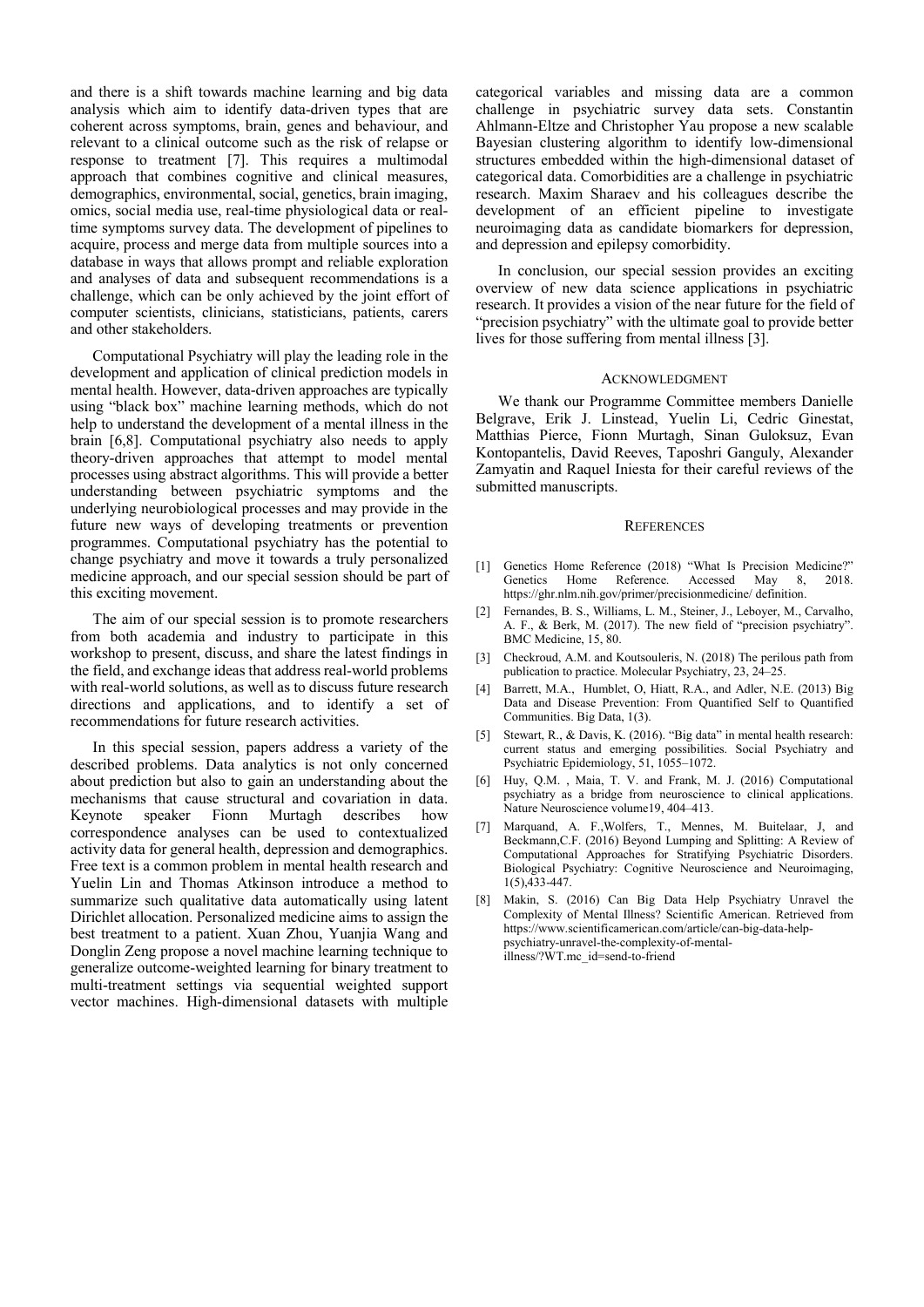and there is a shift towards machine learning and big data analysis which aim to identify data-driven types that are coherent across symptoms, brain, genes and behaviour, and relevant to a clinical outcome such as the risk of relapse or response to treatment [7]. This requires a multimodal approach that combines cognitive and clinical measures, demographics, environmental, social, genetics, brain imaging, omics, social media use, real-time physiological data or real-time symptoms survey data. The development of pipelines to acquire, process and merge data from multiple sources into a database in ways that allows prompt and reliable exploration and analyses of data and subsequent recommendations is a challenge, which can be only achieved by the joint effort of computer scientists, clinicians, statisticians, patients, carers and other stakeholders.

Computational Psychiatry will play the leading role in the development and application of clinical prediction models in mental health. However, data-driven approaches are typically using "black box" machine learning methods, which do not help to understand the development of a mental illness in the brain [6,8]. Computational psychiatry also needs to apply theory-driven approaches that attempt to model mental processes using abstract algorithms. This will provide a better understanding between psychiatric symptoms and the underlying neurobiological processes and may provide in the future new ways of developing treatments or prevention programmes. Computational psychiatry has the potential to change psychiatry and move it towards a truly personalized medicine approach, and our special session should be part of this exciting movement.

The aim of our special session is to promote researchers from both academia and industry to participate in this workshop to present, discuss, and share the latest findings in the field, and exchange ideas that address real-world problems with real-world solutions, as well as to discuss future research directions and applications, and to identify a set of recommendations for future research activities.

In this special session, papers address a variety of the described problems. Data analytics is not only concerned about prediction but also to gain an understanding about the mechanisms that cause structural and covariation in data. Keynote speaker Fionn Murtagh describes how correspondence analyses can be used to contextualized activity data for general health, depression and demographics. Free text is a common problem in mental health research and Yuelin Lin and Thomas Atkinson introduce a method to summarize such qualitative data automatically using latent Dirichlet allocation. Personalized medicine aims to assign the best treatment to a patient. Xuan Zhou, Yuanjia Wang and Donglin Zeng propose a novel machine learning technique to generalize outcome-weighted learning for binary treatment to multi-treatment settings via sequential weighted support vector machines. High-dimensional datasets with multiple categorical variables and missing data are a common challenge in psychiatric survey data sets. Constantin Ahlmann-Eltze and Christopher Yau propose a new scalable Bayesian clustering algorithm to identify low-dimensional structures embedded within the high-dimensional dataset of categorical data. Comorbidities are a challenge in psychiatric research. Maxim Sharaev and his colleagues describe the development of an efficient pipeline to investigate neuroimaging data as candidate biomarkers for depression, and depression and epilepsy comorbidity.

In conclusion, our special session provides an exciting overview of new data science applications in psychiatric research. It provides a vision of the near future for the field of "precision psychiatry" with the ultimate goal to provide better lives for those suffering from mental illness [3].

## Acknowledgment

We thank our Programme Committee members Danielle Belgrave, Erik J. Linstead, Yuelin Li, Cedric Ginestat, Matthias Pierce, Fionn Murtagh, Sinan Guloksuz, Evan Kontopantelis, David Reeves, Taposhri Ganguly, Alexander Zamyatin and Raquel Iniesta for their careful reviews of the submitted manuscripts.

## References

[1] Genetics Home Reference (2018) "What Is Precision Medicine?" Genetics Home Reference. Accessed May 8, 2018. https://ghr.nlm.nih.gov/primer/precisionmedicine/ definition.

[2] Fernandes, B. S., Williams, L. M., Steiner, J., Leboyer, M., Carvalho, A. F., & Berk, M. (2017). The new field of "precision psychiatry". BMC Medicine, 15, 80.

[3] Checkroud, A.M. and Koutsouleris, N. (2018) The perilous path from publication to practice. Molecular Psychiatry, 23, 24–25.

[4] Barrett, M.A., Humblet, O, Hiatt, R.A., and Adler, N.E. (2013) Big Data and Disease Prevention: From Quantified Self to Quantified Communities. Big Data, 1(3).

[5] Stewart, R., & Davis, K. (2016). "Big data" in mental health research: current status and emerging possibilities. Social Psychiatry and Psychiatric Epidemiology, 51, 1055–1072.

[6] Huy, Q.M. , Maia, T. V. and Frank, M. J. (2016) Computational psychiatry as a bridge from neuroscience to clinical applications. Nature Neuroscience volume19, 404–413.

[7] Marquand, A. F.,Wolfers, T., Mennes, M. Buitelaar, J, and Beckmann,C.F. (2016) Beyond Lumping and Splitting: A Review of Computational Approaches for Stratifying Psychiatric Disorders. Biological Psychiatry: Cognitive Neuroscience and Neuroimaging, 1(5),433-447.

[8] Makin, S. (2016) Can Big Data Help Psychiatry Unravel the Complexity of Mental Illness? Scientific American. Retrieved from https://www.scientificamerican.com/article/can-big-data-help-psychiatry-unravel-the-complexity-of-mental-illness/?WT.mc_id=send-to-friend